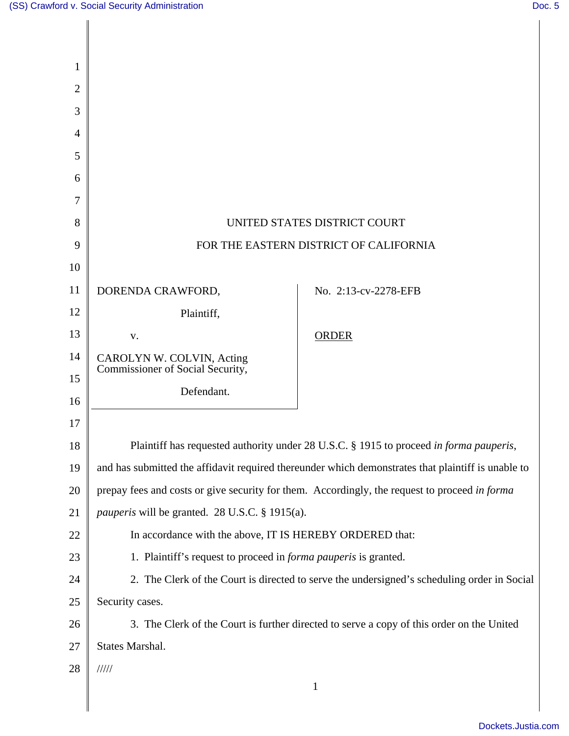UNITED STATES DISTRICT COURT

FOR THE EASTERN DISTRICT OF CALIFORNIA

DORENDA CRAWFORD,

Plaintiff,

v.

CAROLYN W. COLVIN, Acting Commissioner of Social Security,

Defendant.

No. 2:13-cv-2278-EFB

ORDER

Plaintiff has requested authority under 28 U.S.C. § 1915 to proceed *in forma pauperis*, and has submitted the affidavit required thereunder which demonstrates that plaintiff is unable to prepay fees and costs or give security for them. Accordingly, the request to proceed *in forma pauperis* will be granted. 28 U.S.C. § 1915(a).

In accordance with the above, IT IS HEREBY ORDERED that:

1. Plaintiff's request to proceed in *forma pauperis* is granted.

2. The Clerk of the Court is directed to serve the undersigned's scheduling order in Social Security cases.

3. The Clerk of the Court is further directed to serve a copy of this order on the United States Marshal.

/////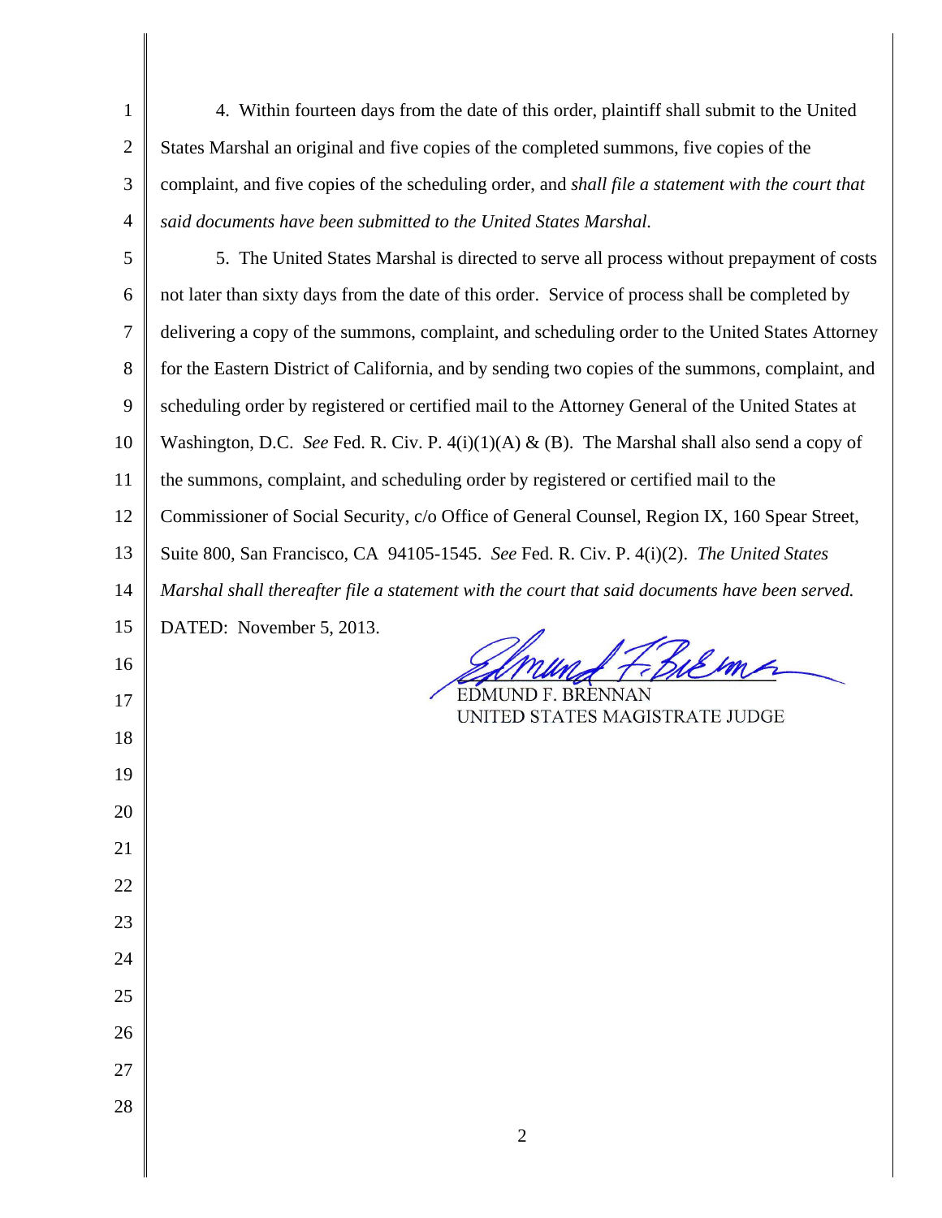4. Within fourteen days from the date of this order, plaintiff shall submit to the United States Marshal an original and five copies of the completed summons, five copies of the complaint, and five copies of the scheduling order, and *shall file a statement with the court that said documents have been submitted to the United States Marshal.*

5. The United States Marshal is directed to serve all process without prepayment of costs not later than sixty days from the date of this order. Service of process shall be completed by delivering a copy of the summons, complaint, and scheduling order to the United States Attorney for the Eastern District of California, and by sending two copies of the summons, complaint, and scheduling order by registered or certified mail to the Attorney General of the United States at Washington, D.C. *See* Fed. R. Civ. P. 4(i)(1)(A) & (B). The Marshal shall also send a copy of the summons, complaint, and scheduling order by registered or certified mail to the Commissioner of Social Security, c/o Office of General Counsel, Region IX, 160 Spear Street, Suite 800, San Francisco, CA 94105-1545. *See* Fed. R. Civ. P. 4(i)(2). *The United States Marshal shall thereafter file a statement with the court that said documents have been served.*

DATED: November 5, 2013.

EDMUND F. BRENNAN
UNITED STATES MAGISTRATE JUDGE